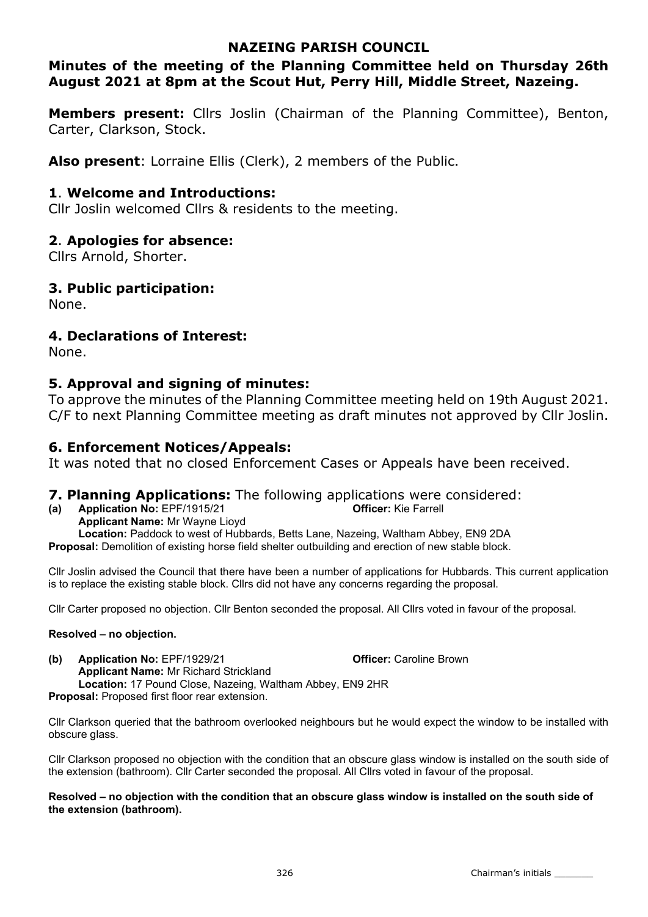# NAZEING PARISH COUNCIL

## Minutes of the meeting of the Planning Committee held on Thursday 26th August 2021 at 8pm at the Scout Hut, Perry Hill, Middle Street, Nazeing.

**Members present:** Cllrs Joslin (Chairman of the Planning Committee), Benton, Carter, Clarkson, Stock.

**Also present**: Lorraine Ellis (Clerk), 2 members of the Public.

## 1. Welcome and Introductions:

Cllr Joslin welcomed Cllrs & residents to the meeting.

## 2. Apologies for absence:

Cllrs Arnold, Shorter.

## 3. Public participation:

None.

## 4. Declarations of Interest:

None.

## 5. Approval and signing of minutes:

To approve the minutes of the Planning Committee meeting held on 19th August 2021. C/F to next Planning Committee meeting as draft minutes not approved by Cllr Joslin.

## 6. Enforcement Notices/Appeals:

It was noted that no closed Enforcement Cases or Appeals have been received.

## 7. Planning Applications: The following applications were considered:

**(a) Application No:** EPF/1915/21 **Officer:** Kie Farrell
**Applicant Name:** Mr Wayne Lioyd
**Location:** Paddock to west of Hubbards, Betts Lane, Nazeing, Waltham Abbey, EN9 2DA
**Proposal:** Demolition of existing horse field shelter outbuilding and erection of new stable block.

Cllr Joslin advised the Council that there have been a number of applications for Hubbards. This current application is to replace the existing stable block. Cllrs did not have any concerns regarding the proposal.

Cllr Carter proposed no objection. Cllr Benton seconded the proposal. All Cllrs voted in favour of the proposal.

**Resolved – no objection.**

**(b) Application No:** EPF/1929/21 **Officer:** Caroline Brown
**Applicant Name:** Mr Richard Strickland
**Location:** 17 Pound Close, Nazeing, Waltham Abbey, EN9 2HR
**Proposal:** Proposed first floor rear extension.

Cllr Clarkson queried that the bathroom overlooked neighbours but he would expect the window to be installed with obscure glass.

Cllr Clarkson proposed no objection with the condition that an obscure glass window is installed on the south side of the extension (bathroom). Cllr Carter seconded the proposal. All Cllrs voted in favour of the proposal.

**Resolved – no objection with the condition that an obscure glass window is installed on the south side of the extension (bathroom).**

Chairman's initials _______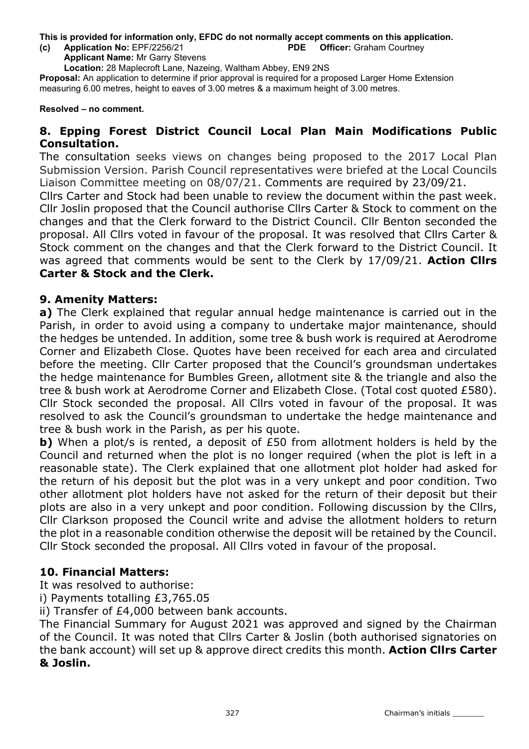**This is provided for information only, EFDC do not normally accept comments on this application.**

**(c) Application No:** EPF/2256/21 **PDE Officer:** Graham Courtney
**Applicant Name:** Mr Garry Stevens
**Location:** 28 Maplecroft Lane, Nazeing, Waltham Abbey, EN9 2NS

**Proposal:** An application to determine if prior approval is required for a proposed Larger Home Extension measuring 6.00 metres, height to eaves of 3.00 metres & a maximum height of 3.00 metres.

**Resolved – no comment.**

## 8. Epping Forest District Council Local Plan Main Modifications Public Consultation.

The consultation seeks views on changes being proposed to the 2017 Local Plan Submission Version. Parish Council representatives were briefed at the Local Councils Liaison Committee meeting on 08/07/21. Comments are required by 23/09/21.

Cllrs Carter and Stock had been unable to review the document within the past week. Cllr Joslin proposed that the Council authorise Cllrs Carter & Stock to comment on the changes and that the Clerk forward to the District Council. Cllr Benton seconded the proposal. All Cllrs voted in favour of the proposal. It was resolved that Cllrs Carter & Stock comment on the changes and that the Clerk forward to the District Council. It was agreed that comments would be sent to the Clerk by 17/09/21. **Action Cllrs Carter & Stock and the Clerk.**

## 9. Amenity Matters:

**a)** The Clerk explained that regular annual hedge maintenance is carried out in the Parish, in order to avoid using a company to undertake major maintenance, should the hedges be untended. In addition, some tree & bush work is required at Aerodrome Corner and Elizabeth Close. Quotes have been received for each area and circulated before the meeting. Cllr Carter proposed that the Council's groundsman undertakes the hedge maintenance for Bumbles Green, allotment site & the triangle and also the tree & bush work at Aerodrome Corner and Elizabeth Close. (Total cost quoted £580). Cllr Stock seconded the proposal. All Cllrs voted in favour of the proposal. It was resolved to ask the Council's groundsman to undertake the hedge maintenance and tree & bush work in the Parish, as per his quote.

**b)** When a plot/s is rented, a deposit of £50 from allotment holders is held by the Council and returned when the plot is no longer required (when the plot is left in a reasonable state). The Clerk explained that one allotment plot holder had asked for the return of his deposit but the plot was in a very unkept and poor condition. Two other allotment plot holders have not asked for the return of their deposit but their plots are also in a very unkept and poor condition. Following discussion by the Cllrs, Cllr Clarkson proposed the Council write and advise the allotment holders to return the plot in a reasonable condition otherwise the deposit will be retained by the Council. Cllr Stock seconded the proposal. All Cllrs voted in favour of the proposal.

## 10. Financial Matters:

It was resolved to authorise:

i) Payments totalling £3,765.05

ii) Transfer of £4,000 between bank accounts.

The Financial Summary for August 2021 was approved and signed by the Chairman of the Council. It was noted that Cllrs Carter & Joslin (both authorised signatories on the bank account) will set up & approve direct credits this month. **Action Cllrs Carter & Joslin.**

Chairman's initials _______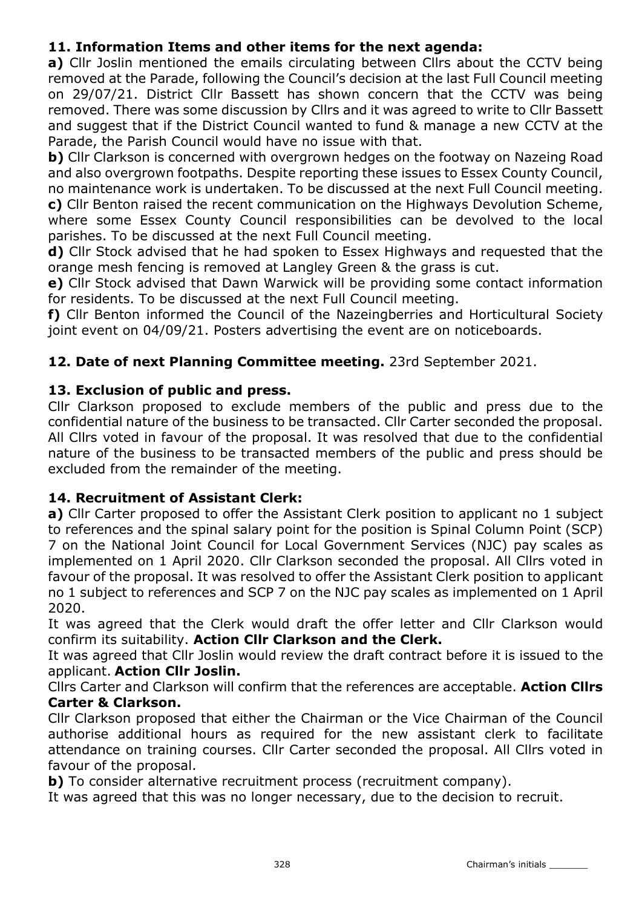**11. Information Items and other items for the next agenda:**

**a)** Cllr Joslin mentioned the emails circulating between Cllrs about the CCTV being removed at the Parade, following the Council's decision at the last Full Council meeting on 29/07/21. District Cllr Bassett has shown concern that the CCTV was being removed. There was some discussion by Cllrs and it was agreed to write to Cllr Bassett and suggest that if the District Council wanted to fund & manage a new CCTV at the Parade, the Parish Council would have no issue with that.

**b)** Cllr Clarkson is concerned with overgrown hedges on the footway on Nazeing Road and also overgrown footpaths. Despite reporting these issues to Essex County Council, no maintenance work is undertaken. To be discussed at the next Full Council meeting.

**c)** Cllr Benton raised the recent communication on the Highways Devolution Scheme, where some Essex County Council responsibilities can be devolved to the local parishes. To be discussed at the next Full Council meeting.

**d)** Cllr Stock advised that he had spoken to Essex Highways and requested that the orange mesh fencing is removed at Langley Green & the grass is cut.

**e)** Cllr Stock advised that Dawn Warwick will be providing some contact information for residents. To be discussed at the next Full Council meeting.

**f)** Cllr Benton informed the Council of the Nazeingberries and Horticultural Society joint event on 04/09/21. Posters advertising the event are on noticeboards.

**12. Date of next Planning Committee meeting.** 23rd September 2021.

**13. Exclusion of public and press.**

Cllr Clarkson proposed to exclude members of the public and press due to the confidential nature of the business to be transacted. Cllr Carter seconded the proposal. All Cllrs voted in favour of the proposal. It was resolved that due to the confidential nature of the business to be transacted members of the public and press should be excluded from the remainder of the meeting.

**14. Recruitment of Assistant Clerk:**

**a)** Cllr Carter proposed to offer the Assistant Clerk position to applicant no 1 subject to references and the spinal salary point for the position is Spinal Column Point (SCP) 7 on the National Joint Council for Local Government Services (NJC) pay scales as implemented on 1 April 2020. Cllr Clarkson seconded the proposal. All Cllrs voted in favour of the proposal. It was resolved to offer the Assistant Clerk position to applicant no 1 subject to references and SCP 7 on the NJC pay scales as implemented on 1 April 2020.

It was agreed that the Clerk would draft the offer letter and Cllr Clarkson would confirm its suitability. **Action Cllr Clarkson and the Clerk.**

It was agreed that Cllr Joslin would review the draft contract before it is issued to the applicant. **Action Cllr Joslin.**

Cllrs Carter and Clarkson will confirm that the references are acceptable. **Action Cllrs Carter & Clarkson.**

Cllr Clarkson proposed that either the Chairman or the Vice Chairman of the Council authorise additional hours as required for the new assistant clerk to facilitate attendance on training courses. Cllr Carter seconded the proposal. All Cllrs voted in favour of the proposal.

**b)** To consider alternative recruitment process (recruitment company).

It was agreed that this was no longer necessary, due to the decision to recruit.

Chairman's initials _______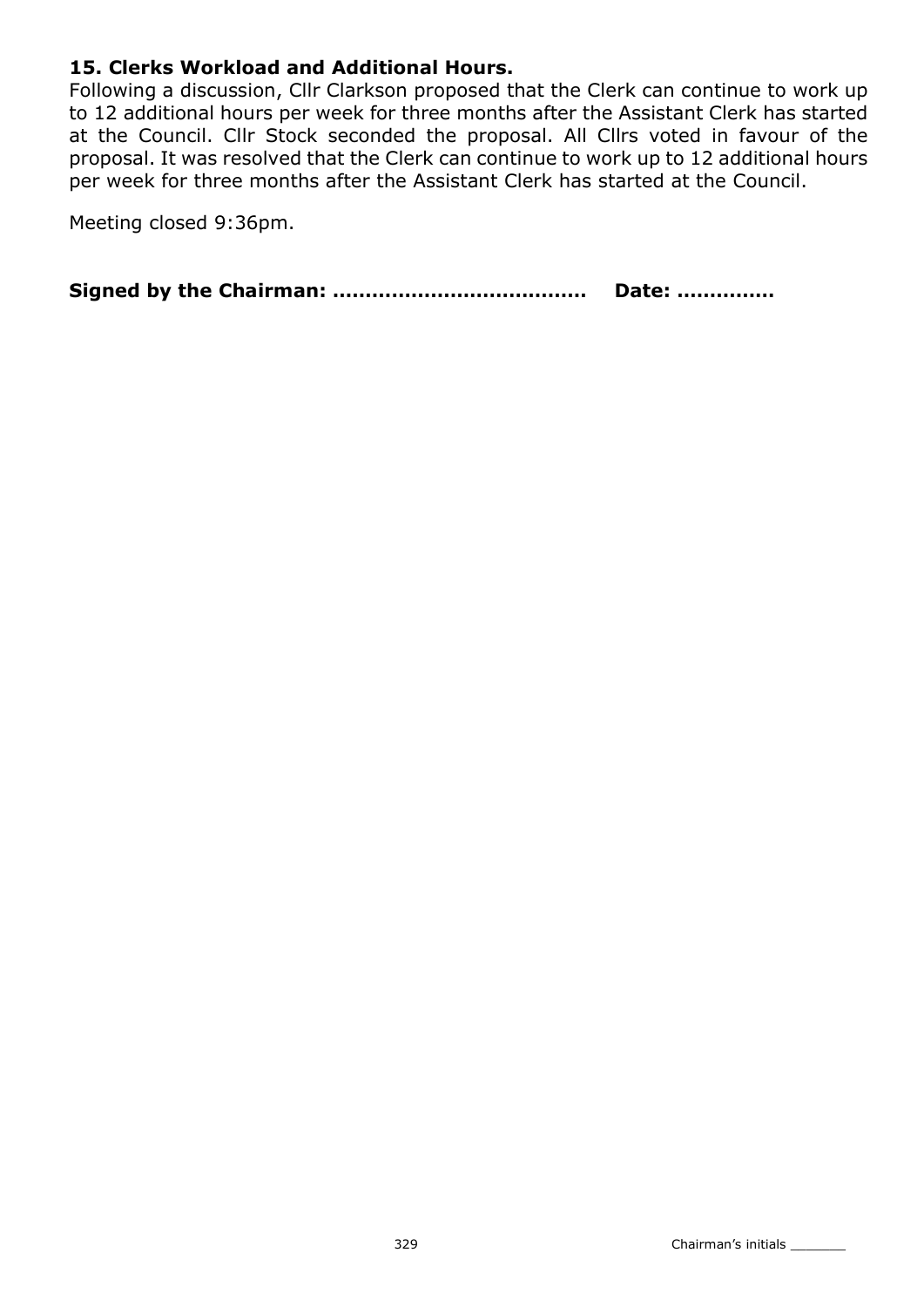**15. Clerks Workload and Additional Hours.**
Following a discussion, Cllr Clarkson proposed that the Clerk can continue to work up to 12 additional hours per week for three months after the Assistant Clerk has started at the Council. Cllr Stock seconded the proposal. All Cllrs voted in favour of the proposal. It was resolved that the Clerk can continue to work up to 12 additional hours per week for three months after the Assistant Clerk has started at the Council.

Meeting closed 9:36pm.

**Signed by the Chairman: ……………………………….. Date: ……………**

Chairman's initials _______